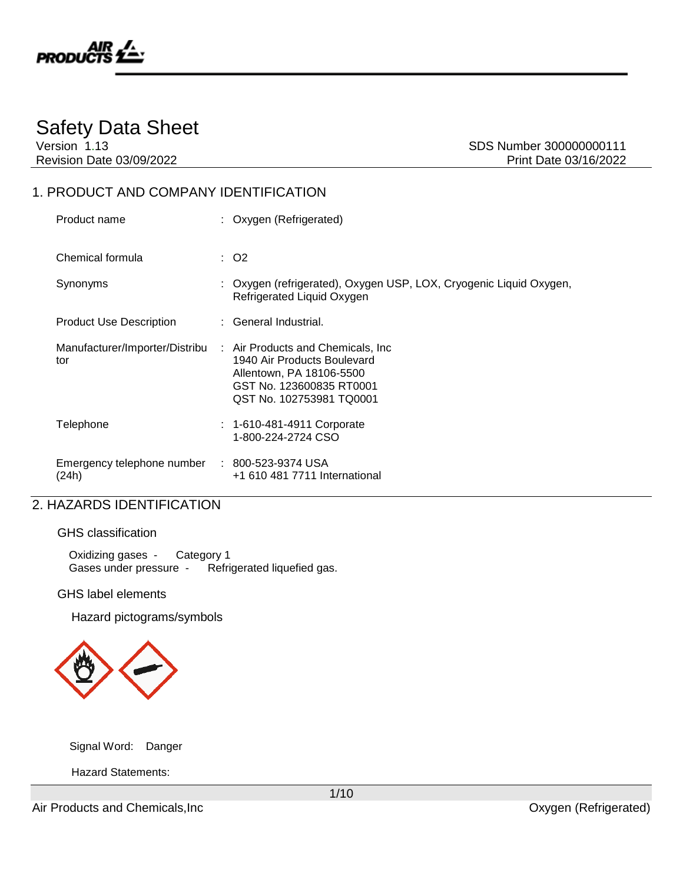# Safety Data Sheet

Version 1.13
Revision Date 03/09/2022

SDS Number 300000000111
Print Date 03/16/2022

## 1. PRODUCT AND COMPANY IDENTIFICATION

| | | |
|---|---|---|
| Product name | : | Oxygen (Refrigerated) |
| Chemical formula | : | O2 |
| Synonyms | : | Oxygen (refrigerated), Oxygen USP, LOX, Cryogenic Liquid Oxygen, Refrigerated Liquid Oxygen |
| Product Use Description | : | General Industrial. |
| Manufacturer/Importer/Distributor | : | Air Products and Chemicals, Inc<br>1940 Air Products Boulevard<br>Allentown, PA 18106-5500<br>GST No. 123600835 RT0001<br>QST No. 102753981 TQ0001 |
| Telephone | : | 1-610-481-4911 Corporate<br>1-800-224-2724 CSO |
| Emergency telephone number (24h) | : | 800-523-9374 USA<br>+1 610 481 7711 International |

## 2. HAZARDS IDENTIFICATION

### GHS classification

Oxidizing gases - Category 1
Gases under pressure - Refrigerated liquefied gas.

### GHS label elements

Hazard pictograms/symbols

Signal Word: Danger

Hazard Statements: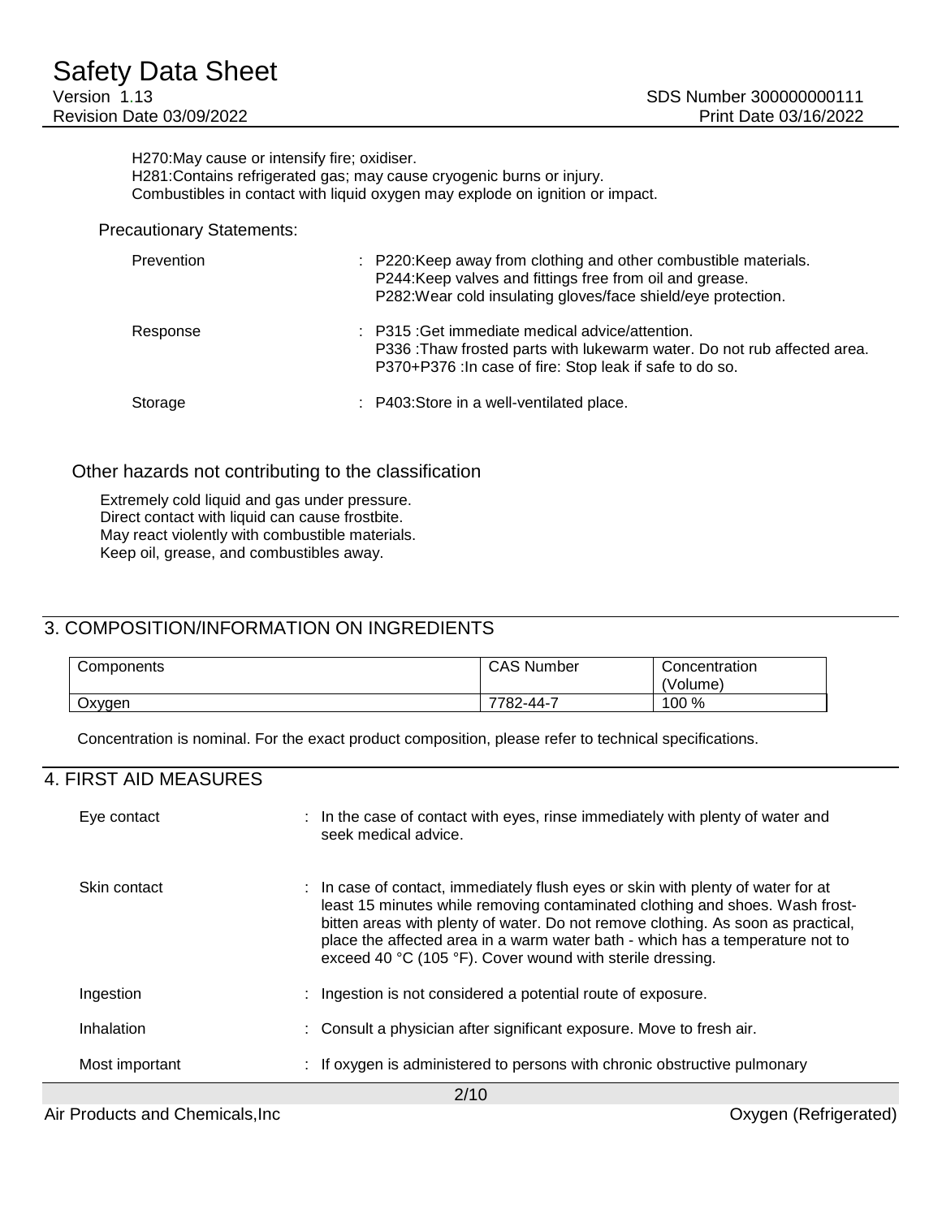H270:May cause or intensify fire; oxidiser.
H281:Contains refrigerated gas; may cause cryogenic burns or injury.
Combustibles in contact with liquid oxygen may explode on ignition or impact.

Precautionary Statements:

| | |
|---|---|
| Prevention | : P220:Keep away from clothing and other combustible materials.<br>P244:Keep valves and fittings free from oil and grease.<br>P282:Wear cold insulating gloves/face shield/eye protection. |
| Response | : P315 :Get immediate medical advice/attention.<br>P336 :Thaw frosted parts with lukewarm water. Do not rub affected area.<br>P370+P376 :In case of fire: Stop leak if safe to do so. |
| Storage | : P403:Store in a well-ventilated place. |

### Other hazards not contributing to the classification

Extremely cold liquid and gas under pressure.
Direct contact with liquid can cause frostbite.
May react violently with combustible materials.
Keep oil, grease, and combustibles away.

## 3. COMPOSITION/INFORMATION ON INGREDIENTS

| Components | CAS Number | Concentration (Volume) |
|---|---|---|
| Oxygen | 7782-44-7 | 100 % |

Concentration is nominal. For the exact product composition, please refer to technical specifications.

## 4. FIRST AID MEASURES

| | |
|---|---|
| Eye contact | : In the case of contact with eyes, rinse immediately with plenty of water and seek medical advice. |
| Skin contact | : In case of contact, immediately flush eyes or skin with plenty of water for at least 15 minutes while removing contaminated clothing and shoes. Wash frost-bitten areas with plenty of water. Do not remove clothing. As soon as practical, place the affected area in a warm water bath - which has a temperature not to exceed 40 °C (105 °F). Cover wound with sterile dressing. |
| Ingestion | : Ingestion is not considered a potential route of exposure. |
| Inhalation | : Consult a physician after significant exposure. Move to fresh air. |
| Most important | : If oxygen is administered to persons with chronic obstructive pulmonary |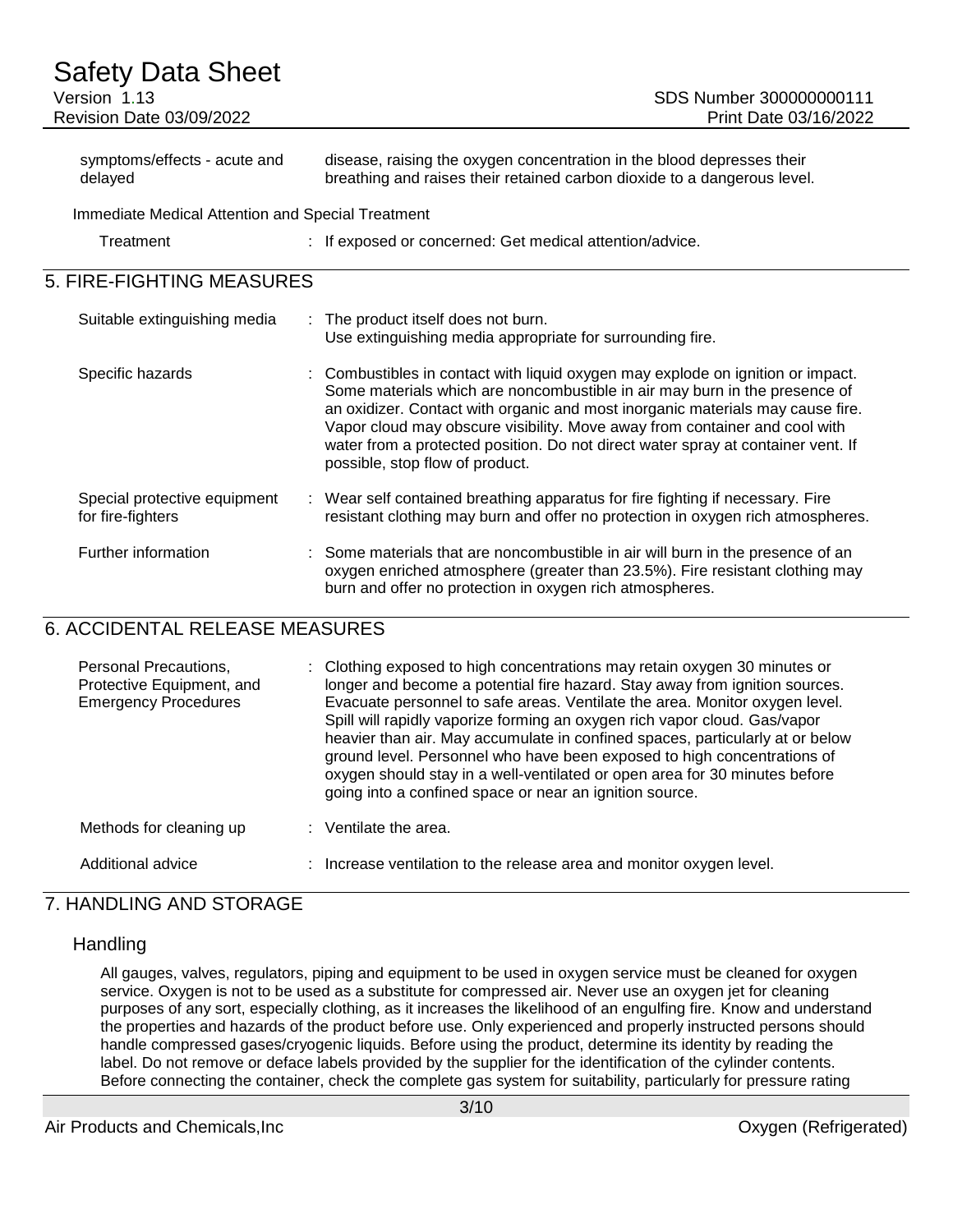| | |
|---|---|
| symptoms/effects - acute and delayed | disease, raising the oxygen concentration in the blood depresses their breathing and raises their retained carbon dioxide to a dangerous level. |

Immediate Medical Attention and Special Treatment

| | |
|---|---|
| Treatment | : If exposed or concerned: Get medical attention/advice. |

## 5. FIRE-FIGHTING MEASURES

| | |
|---|---|
| Suitable extinguishing media | : The product itself does not burn. Use extinguishing media appropriate for surrounding fire. |
| Specific hazards | : Combustibles in contact with liquid oxygen may explode on ignition or impact. Some materials which are noncombustible in air may burn in the presence of an oxidizer. Contact with organic and most inorganic materials may cause fire. Vapor cloud may obscure visibility. Move away from container and cool with water from a protected position. Do not direct water spray at container vent. If possible, stop flow of product. |
| Special protective equipment for fire-fighters | : Wear self contained breathing apparatus for fire fighting if necessary. Fire resistant clothing may burn and offer no protection in oxygen rich atmospheres. |
| Further information | : Some materials that are noncombustible in air will burn in the presence of an oxygen enriched atmosphere (greater than 23.5%). Fire resistant clothing may burn and offer no protection in oxygen rich atmospheres. |

## 6. ACCIDENTAL RELEASE MEASURES

| | |
|---|---|
| Personal Precautions, Protective Equipment, and Emergency Procedures | : Clothing exposed to high concentrations may retain oxygen 30 minutes or longer and become a potential fire hazard. Stay away from ignition sources. Evacuate personnel to safe areas. Ventilate the area. Monitor oxygen level. Spill will rapidly vaporize forming an oxygen rich vapor cloud. Gas/vapor heavier than air. May accumulate in confined spaces, particularly at or below ground level. Personnel who have been exposed to high concentrations of oxygen should stay in a well-ventilated or open area for 30 minutes before going into a confined space or near an ignition source. |
| Methods for cleaning up | : Ventilate the area. |
| Additional advice | : Increase ventilation to the release area and monitor oxygen level. |

## 7. HANDLING AND STORAGE

### Handling

All gauges, valves, regulators, piping and equipment to be used in oxygen service must be cleaned for oxygen service. Oxygen is not to be used as a substitute for compressed air. Never use an oxygen jet for cleaning purposes of any sort, especially clothing, as it increases the likelihood of an engulfing fire. Know and understand the properties and hazards of the product before use. Only experienced and properly instructed persons should handle compressed gases/cryogenic liquids. Before using the product, determine its identity by reading the label. Do not remove or deface labels provided by the supplier for the identification of the cylinder contents. Before connecting the container, check the complete gas system for suitability, particularly for pressure rating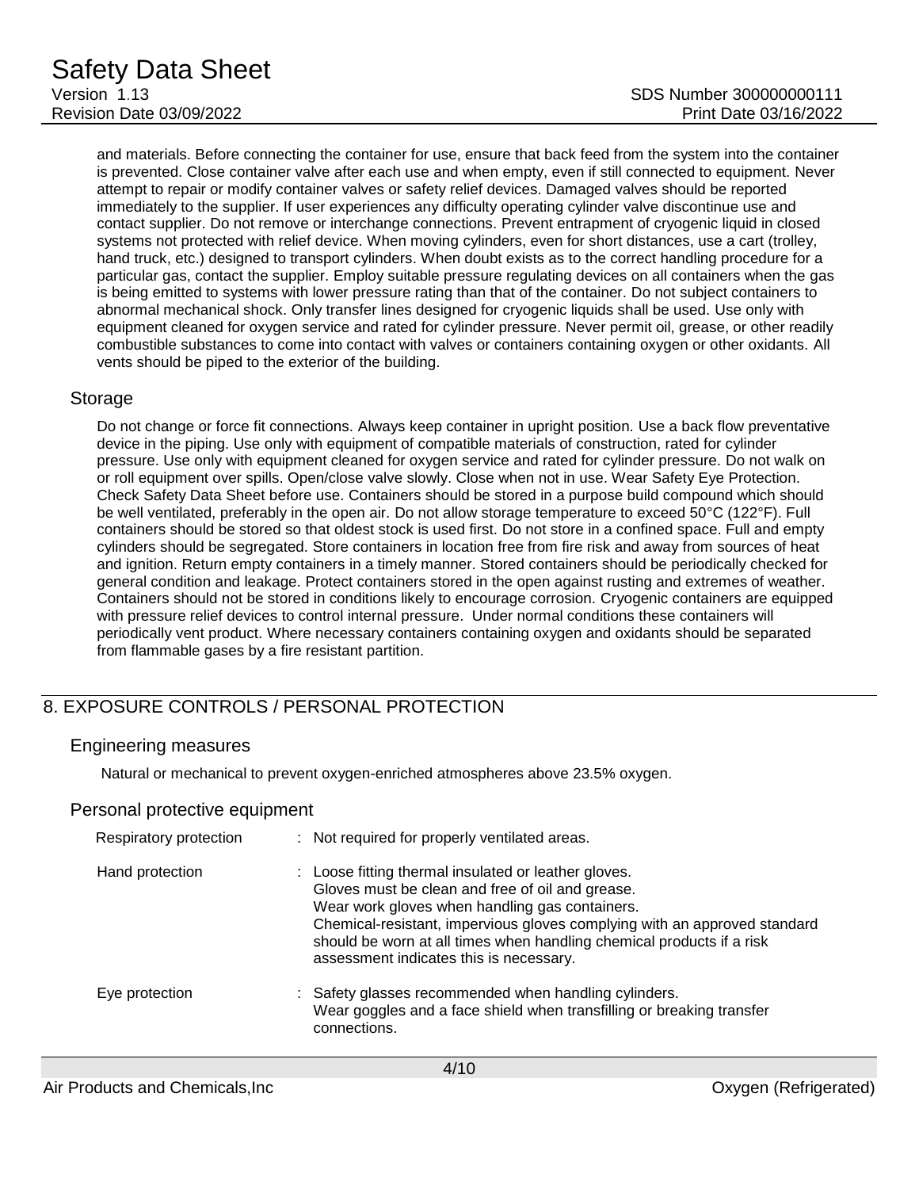and materials. Before connecting the container for use, ensure that back feed from the system into the container is prevented. Close container valve after each use and when empty, even if still connected to equipment. Never attempt to repair or modify container valves or safety relief devices. Damaged valves should be reported immediately to the supplier. If user experiences any difficulty operating cylinder valve discontinue use and contact supplier. Do not remove or interchange connections. Prevent entrapment of cryogenic liquid in closed systems not protected with relief device. When moving cylinders, even for short distances, use a cart (trolley, hand truck, etc.) designed to transport cylinders. When doubt exists as to the correct handling procedure for a particular gas, contact the supplier. Employ suitable pressure regulating devices on all containers when the gas is being emitted to systems with lower pressure rating than that of the container. Do not subject containers to abnormal mechanical shock. Only transfer lines designed for cryogenic liquids shall be used. Use only with equipment cleaned for oxygen service and rated for cylinder pressure. Never permit oil, grease, or other readily combustible substances to come into contact with valves or containers containing oxygen or other oxidants. All vents should be piped to the exterior of the building.

### Storage

Do not change or force fit connections. Always keep container in upright position. Use a back flow preventative device in the piping. Use only with equipment of compatible materials of construction, rated for cylinder pressure. Use only with equipment cleaned for oxygen service and rated for cylinder pressure. Do not walk on or roll equipment over spills. Open/close valve slowly. Close when not in use. Wear Safety Eye Protection. Check Safety Data Sheet before use. Containers should be stored in a purpose build compound which should be well ventilated, preferably in the open air. Do not allow storage temperature to exceed 50°C (122°F). Full containers should be stored so that oldest stock is used first. Do not store in a confined space. Full and empty cylinders should be segregated. Store containers in location free from fire risk and away from sources of heat and ignition. Return empty containers in a timely manner. Stored containers should be periodically checked for general condition and leakage. Protect containers stored in the open against rusting and extremes of weather. Containers should not be stored in conditions likely to encourage corrosion. Cryogenic containers are equipped with pressure relief devices to control internal pressure. Under normal conditions these containers will periodically vent product. Where necessary containers containing oxygen and oxidants should be separated from flammable gases by a fire resistant partition.

## 8. EXPOSURE CONTROLS / PERSONAL PROTECTION

### Engineering measures

Natural or mechanical to prevent oxygen-enriched atmospheres above 23.5% oxygen.

### Personal protective equipment

| | |
|---|---|
| Respiratory protection | : Not required for properly ventilated areas. |
| Hand protection | : Loose fitting thermal insulated or leather gloves. Gloves must be clean and free of oil and grease. Wear work gloves when handling gas containers. Chemical-resistant, impervious gloves complying with an approved standard should be worn at all times when handling chemical products if a risk assessment indicates this is necessary. |
| Eye protection | : Safety glasses recommended when handling cylinders. Wear goggles and a face shield when transfilling or breaking transfer connections. |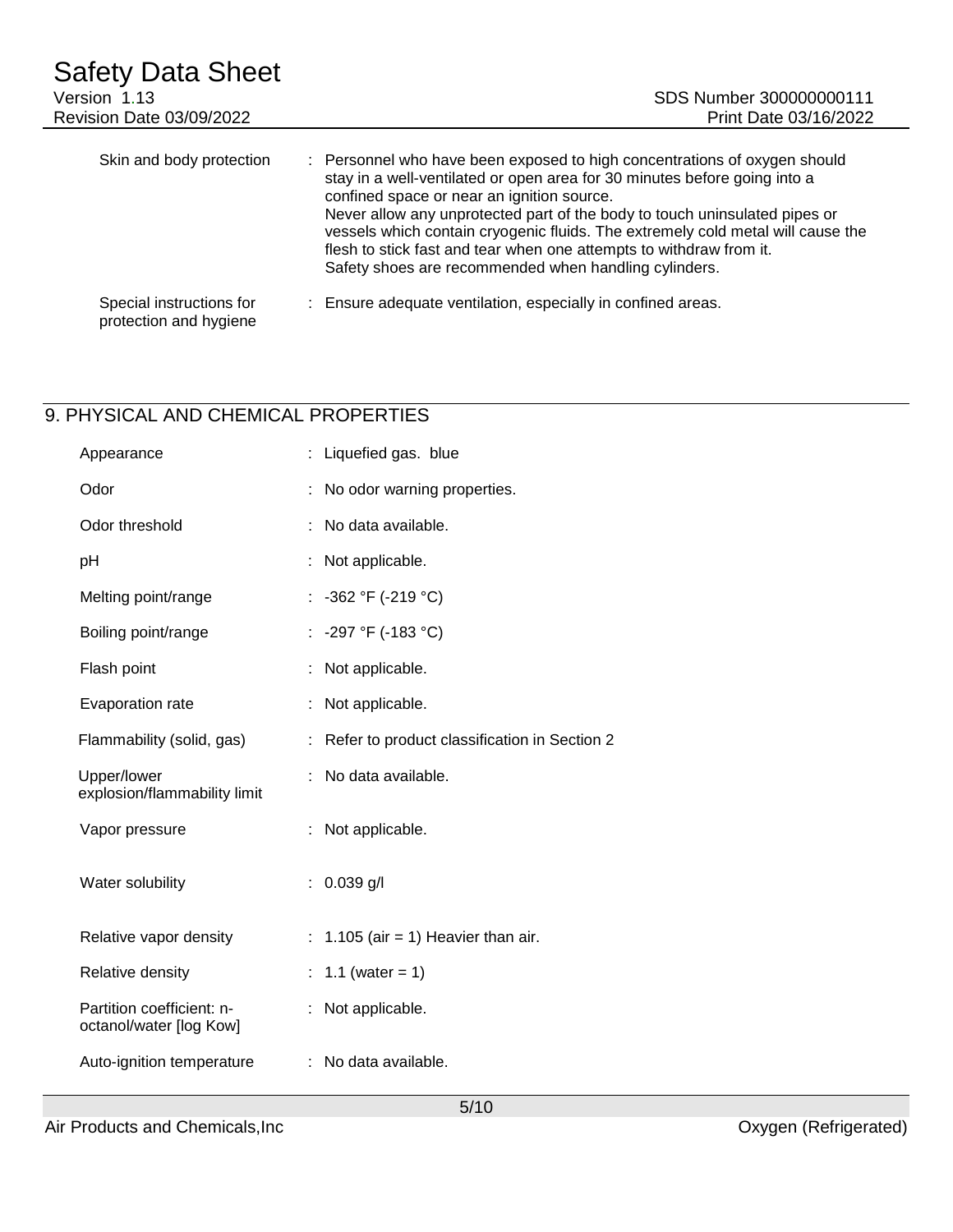| | |
|---|---|
| Skin and body protection | : Personnel who have been exposed to high concentrations of oxygen should stay in a well-ventilated or open area for 30 minutes before going into a confined space or near an ignition source.<br>Never allow any unprotected part of the body to touch uninsulated pipes or vessels which contain cryogenic fluids. The extremely cold metal will cause the flesh to stick fast and tear when one attempts to withdraw from it.<br>Safety shoes are recommended when handling cylinders. |
| Special instructions for protection and hygiene | : Ensure adequate ventilation, especially in confined areas. |

## 9. PHYSICAL AND CHEMICAL PROPERTIES

| | |
|---|---|
| Appearance | : Liquefied gas. blue |
| Odor | : No odor warning properties. |
| Odor threshold | : No data available. |
| pH | : Not applicable. |
| Melting point/range | : -362 °F (-219 °C) |
| Boiling point/range | : -297 °F (-183 °C) |
| Flash point | : Not applicable. |
| Evaporation rate | : Not applicable. |
| Flammability (solid, gas) | : Refer to product classification in Section 2 |
| Upper/lower explosion/flammability limit | : No data available. |
| Vapor pressure | : Not applicable. |
| Water solubility | : 0.039 g/l |
| Relative vapor density | : 1.105 (air = 1) Heavier than air. |
| Relative density | : 1.1 (water = 1) |
| Partition coefficient: n-octanol/water [log Kow] | : Not applicable. |
| Auto-ignition temperature | : No data available. |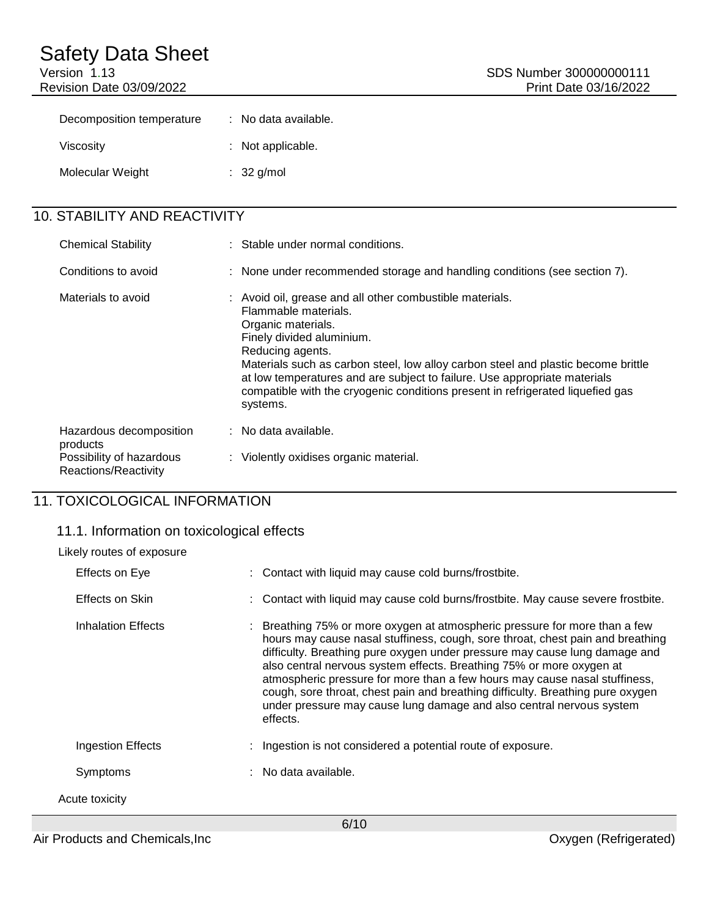| | |
|---|---|
| Decomposition temperature | : No data available. |
| Viscosity | : Not applicable. |
| Molecular Weight | : 32 g/mol |

## 10. STABILITY AND REACTIVITY

| | |
|---|---|
| Chemical Stability | : Stable under normal conditions. |
| Conditions to avoid | : None under recommended storage and handling conditions (see section 7). |
| Materials to avoid | : Avoid oil, grease and all other combustible materials.<br>Flammable materials.<br>Organic materials.<br>Finely divided aluminium.<br>Reducing agents.<br>Materials such as carbon steel, low alloy carbon steel and plastic become brittle at low temperatures and are subject to failure. Use appropriate materials compatible with the cryogenic conditions present in refrigerated liquefied gas systems. |
| Hazardous decomposition products | : No data available. |
| Possibility of hazardous Reactions/Reactivity | : Violently oxidises organic material. |

## 11. TOXICOLOGICAL INFORMATION

### 11.1. Information on toxicological effects

Likely routes of exposure

| | |
|---|---|
| Effects on Eye | : Contact with liquid may cause cold burns/frostbite. |
| Effects on Skin | : Contact with liquid may cause cold burns/frostbite. May cause severe frostbite. |
| Inhalation Effects | : Breathing 75% or more oxygen at atmospheric pressure for more than a few hours may cause nasal stuffiness, cough, sore throat, chest pain and breathing difficulty. Breathing pure oxygen under pressure may cause lung damage and also central nervous system effects. Breathing 75% or more oxygen at atmospheric pressure for more than a few hours may cause nasal stuffiness, cough, sore throat, chest pain and breathing difficulty. Breathing pure oxygen under pressure may cause lung damage and also central nervous system effects. |
| Ingestion Effects | : Ingestion is not considered a potential route of exposure. |
| Symptoms | : No data available. |

Acute toxicity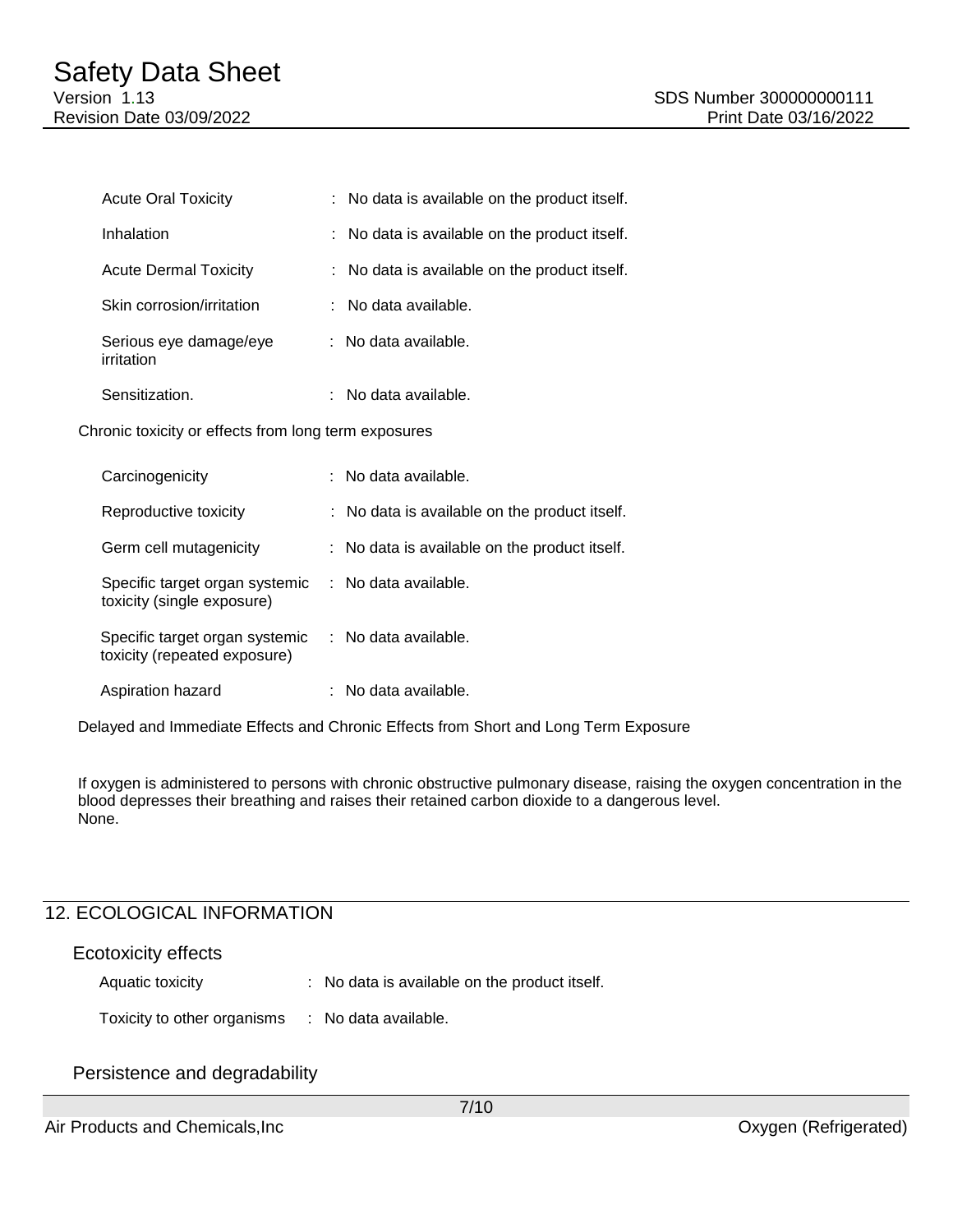| | |
|---|---|
| Acute Oral Toxicity | : No data is available on the product itself. |
| Inhalation | : No data is available on the product itself. |
| Acute Dermal Toxicity | : No data is available on the product itself. |
| Skin corrosion/irritation | : No data available. |
| Serious eye damage/eye irritation | : No data available. |
| Sensitization. | : No data available. |

Chronic toxicity or effects from long term exposures

| | |
|---|---|
| Carcinogenicity | : No data available. |
| Reproductive toxicity | : No data is available on the product itself. |
| Germ cell mutagenicity | : No data is available on the product itself. |
| Specific target organ systemic toxicity (single exposure) | : No data available. |
| Specific target organ systemic toxicity (repeated exposure) | : No data available. |
| Aspiration hazard | : No data available. |

Delayed and Immediate Effects and Chronic Effects from Short and Long Term Exposure

If oxygen is administered to persons with chronic obstructive pulmonary disease, raising the oxygen concentration in the blood depresses their breathing and raises their retained carbon dioxide to a dangerous level.
None.

## 12. ECOLOGICAL INFORMATION

### Ecotoxicity effects

| | |
|---|---|
| Aquatic toxicity | : No data is available on the product itself. |
| Toxicity to other organisms | : No data available. |

### Persistence and degradability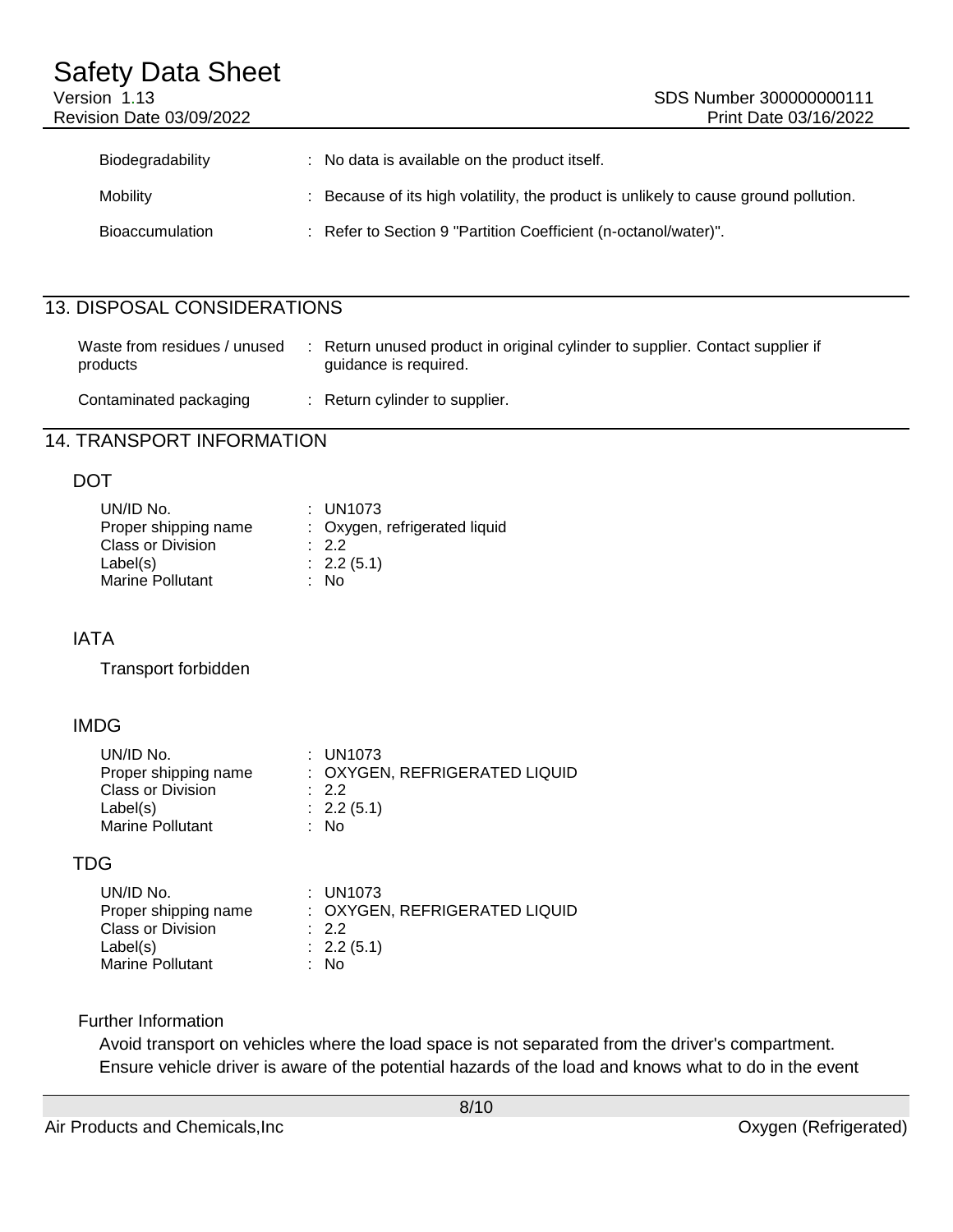| | |
|---|---|
| Biodegradability | No data is available on the product itself. |
| Mobility | Because of its high volatility, the product is unlikely to cause ground pollution. |
| Bioaccumulation | Refer to Section 9 "Partition Coefficient (n-octanol/water)". |

## 13. DISPOSAL CONSIDERATIONS

| | |
|---|---|
| Waste from residues / unused products | Return unused product in original cylinder to supplier. Contact supplier if guidance is required. |
| Contaminated packaging | Return cylinder to supplier. |

## 14. TRANSPORT INFORMATION

### DOT

| | |
|---|---|
| UN/ID No. | UN1073 |
| Proper shipping name | Oxygen, refrigerated liquid |
| Class or Division | 2.2 |
| Label(s) | 2.2 (5.1) |
| Marine Pollutant | No |

### IATA

Transport forbidden

### IMDG

| | |
|---|---|
| UN/ID No. | UN1073 |
| Proper shipping name | OXYGEN, REFRIGERATED LIQUID |
| Class or Division | 2.2 |
| Label(s) | 2.2 (5.1) |
| Marine Pollutant | No |

### TDG

| | |
|---|---|
| UN/ID No. | UN1073 |
| Proper shipping name | OXYGEN, REFRIGERATED LIQUID |
| Class or Division | 2.2 |
| Label(s) | 2.2 (5.1) |
| Marine Pollutant | No |

### Further Information

Avoid transport on vehicles where the load space is not separated from the driver's compartment.
Ensure vehicle driver is aware of the potential hazards of the load and knows what to do in the event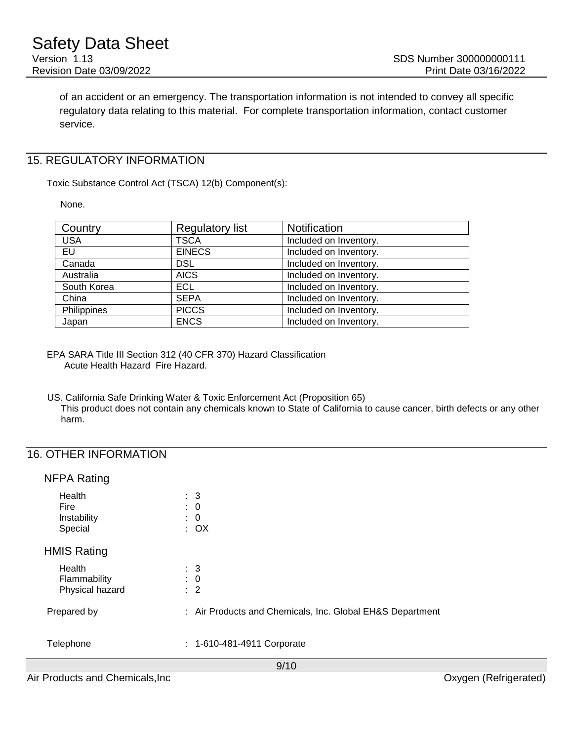of an accident or an emergency. The transportation information is not intended to convey all specific regulatory data relating to this material. For complete transportation information, contact customer service.

## 15. REGULATORY INFORMATION

Toxic Substance Control Act (TSCA) 12(b) Component(s):

None.

| Country | Regulatory list | Notification |
|---|---|---|
| USA | TSCA | Included on Inventory. |
| EU | EINECS | Included on Inventory. |
| Canada | DSL | Included on Inventory. |
| Australia | AICS | Included on Inventory. |
| South Korea | ECL | Included on Inventory. |
| China | SEPA | Included on Inventory. |
| Philippines | PICCS | Included on Inventory. |
| Japan | ENCS | Included on Inventory. |

EPA SARA Title III Section 312 (40 CFR 370) Hazard Classification
Acute Health Hazard Fire Hazard.

US. California Safe Drinking Water & Toxic Enforcement Act (Proposition 65)
This product does not contain any chemicals known to State of California to cause cancer, birth defects or any other harm.

## 16. OTHER INFORMATION

### NFPA Rating

Health : 3
Fire : 0
Instability : 0
Special : OX

### HMIS Rating

Health : 3
Flammability : 0
Physical hazard : 2

Prepared by : Air Products and Chemicals, Inc. Global EH&S Department

Telephone : 1-610-481-4911 Corporate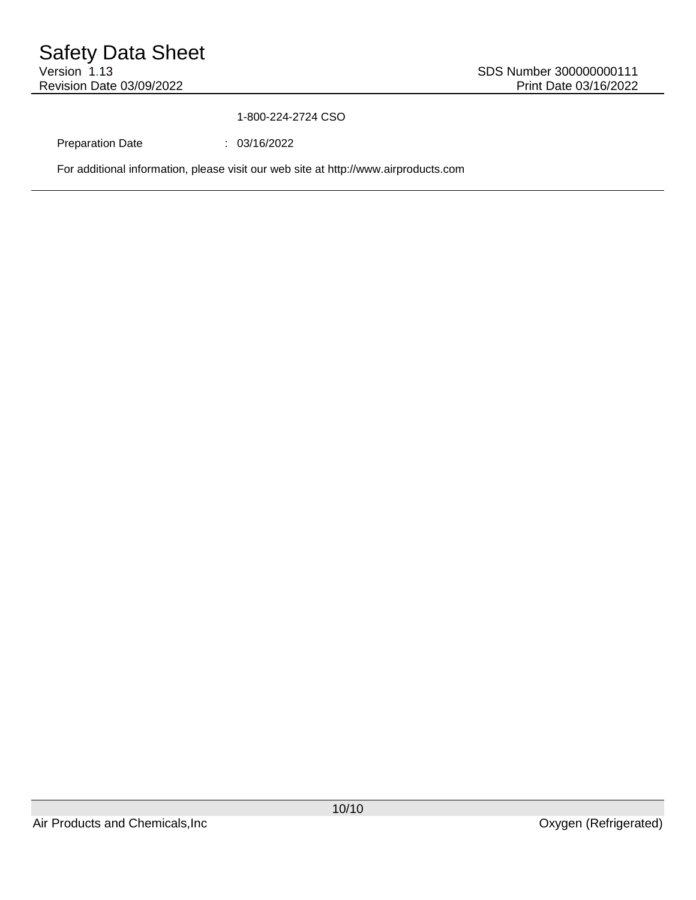1-800-224-2724 CSO

Preparation Date : 03/16/2022

For additional information, please visit our web site at http://www.airproducts.com